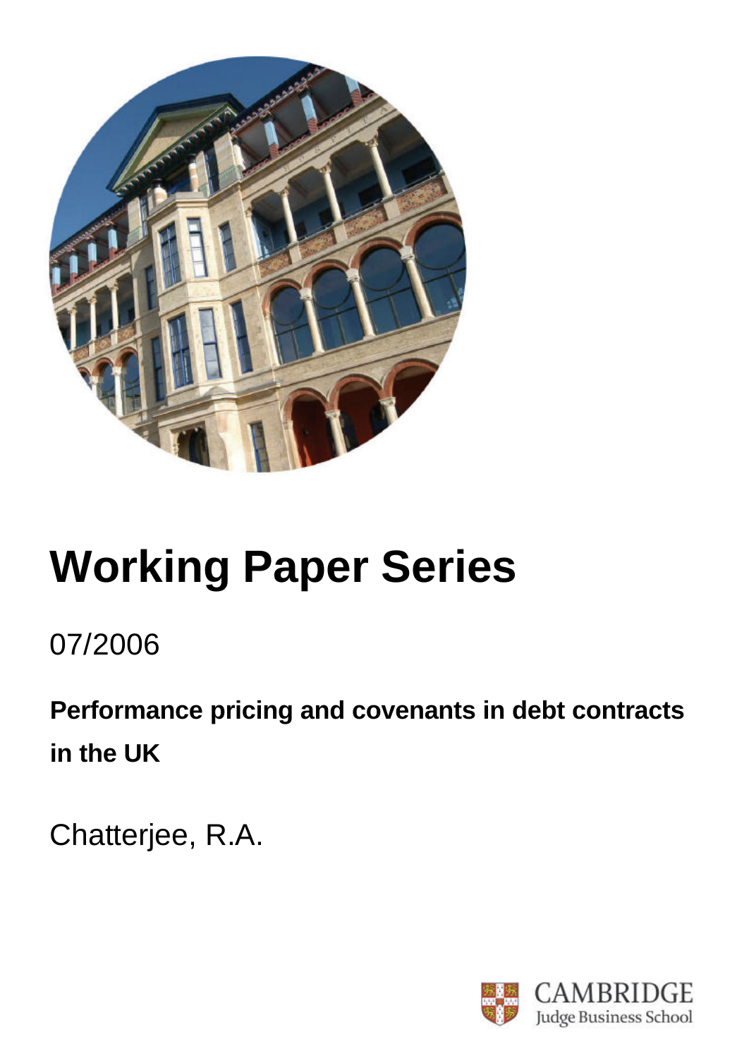# Working Paper Series

07/2006

**Performance pricing and covenants in debt contracts in the UK**

Chatterjee, R.A.

CAMBRIDGE
Judge Business School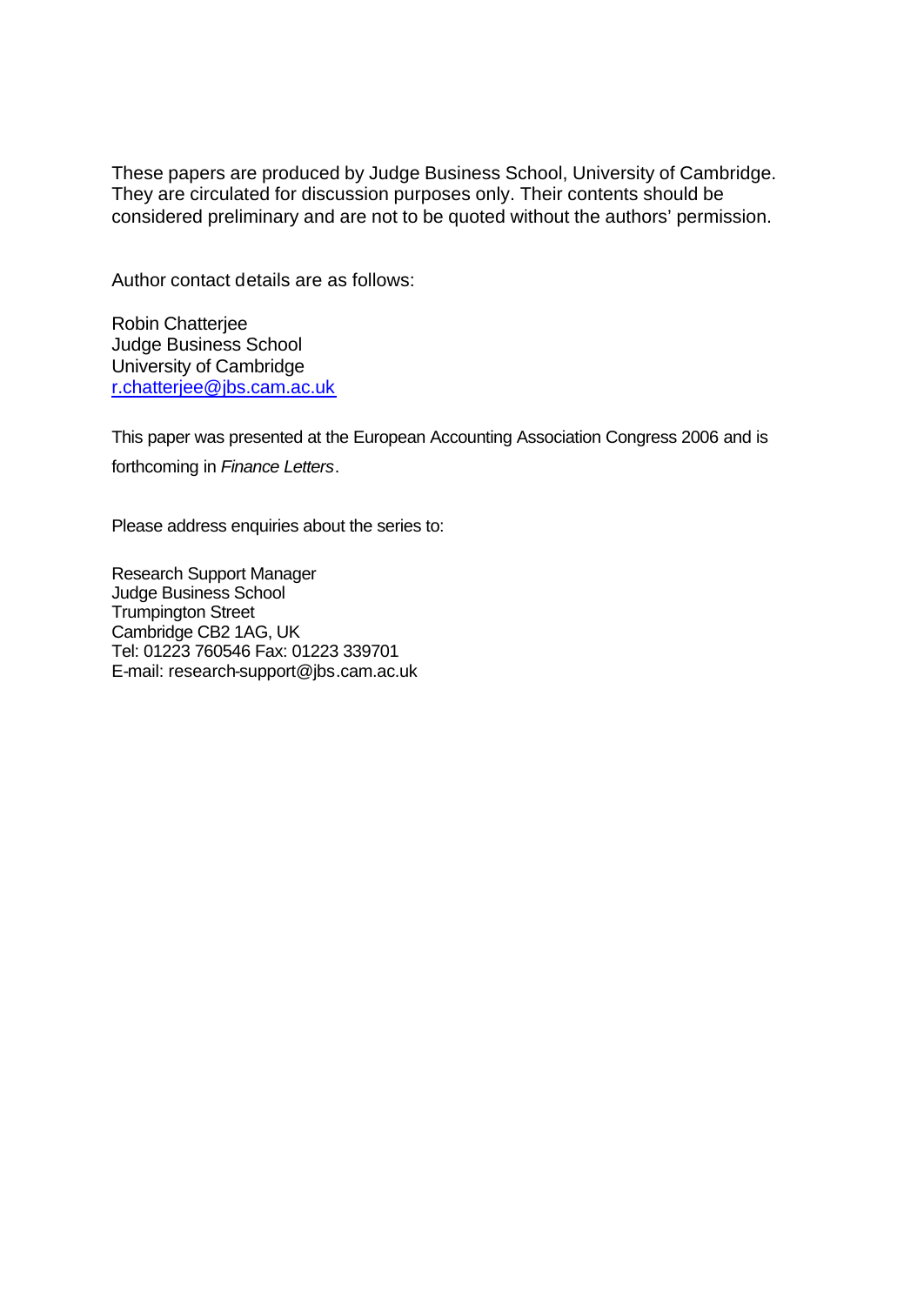These papers are produced by Judge Business School, University of Cambridge. They are circulated for discussion purposes only. Their contents should be considered preliminary and are not to be quoted without the authors' permission.

Author contact details are as follows:

Robin Chatterjee  
Judge Business School  
University of Cambridge  
r.chatterjee@jbs.cam.ac.uk

This paper was presented at the European Accounting Association Congress 2006 and is forthcoming in *Finance Letters*.

Please address enquiries about the series to:

Research Support Manager  
Judge Business School  
Trumpington Street  
Cambridge CB2 1AG, UK  
Tel: 01223 760546 Fax: 01223 339701  
E-mail: research-support@jbs.cam.ac.uk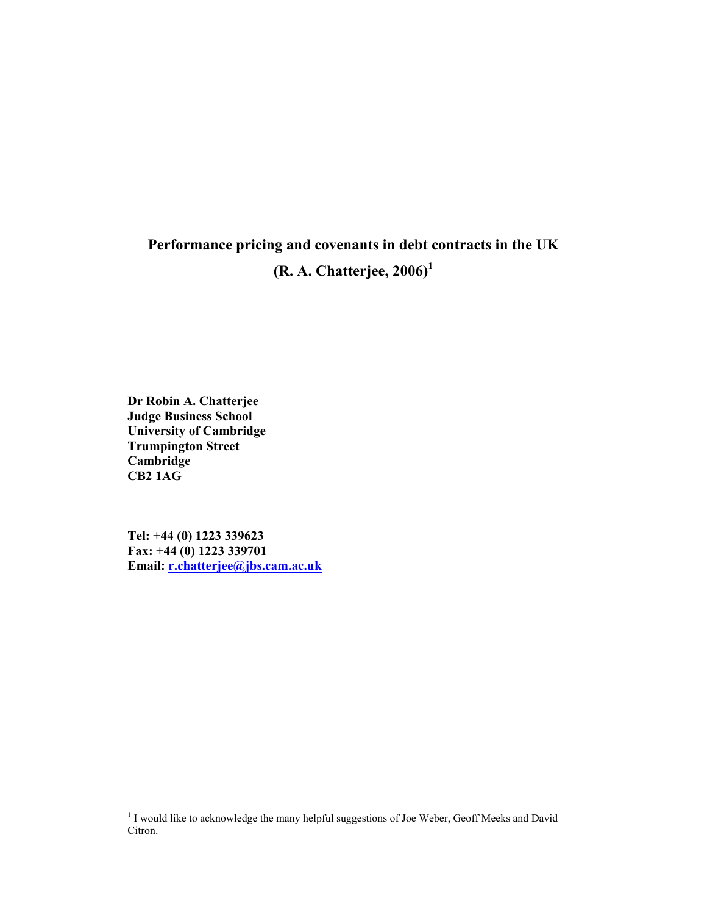# Performance pricing and covenants in debt contracts in the UK

# (R. A. Chatterjee, 2006)[1]

**Dr Robin A. Chatterjee**
**Judge Business School**
**University of Cambridge**
**Trumpington Street**
**Cambridge**
**CB2 1AG**

**Tel: +44 (0) 1223 339623**
**Fax: +44 (0) 1223 339701**
**Email: r.chatterjee@jbs.cam.ac.uk**

[1] I would like to acknowledge the many helpful suggestions of Joe Weber, Geoff Meeks and David Citron.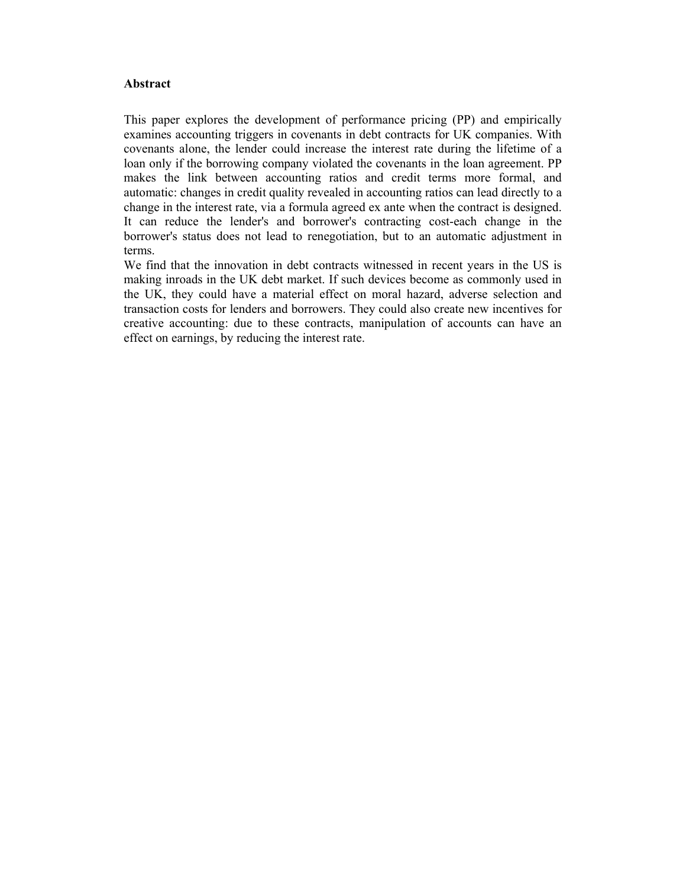**Abstract**

This paper explores the development of performance pricing (PP) and empirically examines accounting triggers in covenants in debt contracts for UK companies. With covenants alone, the lender could increase the interest rate during the lifetime of a loan only if the borrowing company violated the covenants in the loan agreement. PP makes the link between accounting ratios and credit terms more formal, and automatic: changes in credit quality revealed in accounting ratios can lead directly to a change in the interest rate, via a formula agreed ex ante when the contract is designed. It can reduce the lender's and borrower's contracting cost-each change in the borrower's status does not lead to renegotiation, but to an automatic adjustment in terms.

We find that the innovation in debt contracts witnessed in recent years in the US is making inroads in the UK debt market. If such devices become as commonly used in the UK, they could have a material effect on moral hazard, adverse selection and transaction costs for lenders and borrowers. They could also create new incentives for creative accounting: due to these contracts, manipulation of accounts can have an effect on earnings, by reducing the interest rate.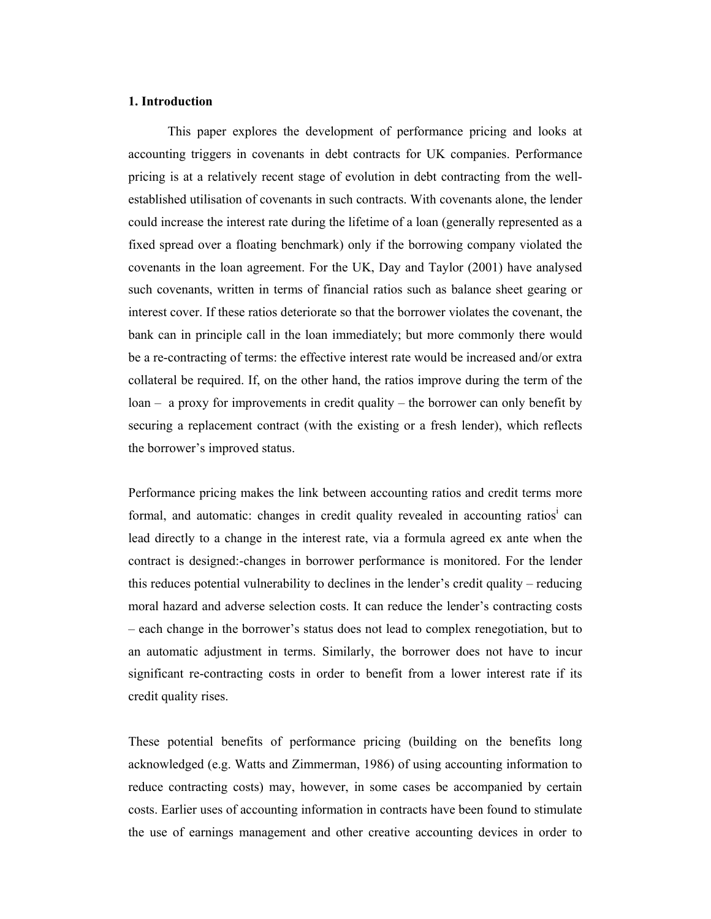## 1. Introduction

This paper explores the development of performance pricing and looks at accounting triggers in covenants in debt contracts for UK companies. Performance pricing is at a relatively recent stage of evolution in debt contracting from the well-established utilisation of covenants in such contracts. With covenants alone, the lender could increase the interest rate during the lifetime of a loan (generally represented as a fixed spread over a floating benchmark) only if the borrowing company violated the covenants in the loan agreement. For the UK, Day and Taylor (2001) have analysed such covenants, written in terms of financial ratios such as balance sheet gearing or interest cover. If these ratios deteriorate so that the borrower violates the covenant, the bank can in principle call in the loan immediately; but more commonly there would be a re-contracting of terms: the effective interest rate would be increased and/or extra collateral be required. If, on the other hand, the ratios improve during the term of the loan – a proxy for improvements in credit quality – the borrower can only benefit by securing a replacement contract (with the existing or a fresh lender), which reflects the borrower's improved status.

Performance pricing makes the link between accounting ratios and credit terms more formal, and automatic: changes in credit quality revealed in accounting ratios[i] can lead directly to a change in the interest rate, via a formula agreed ex ante when the contract is designed:-changes in borrower performance is monitored. For the lender this reduces potential vulnerability to declines in the lender's credit quality – reducing moral hazard and adverse selection costs. It can reduce the lender's contracting costs – each change in the borrower's status does not lead to complex renegotiation, but to an automatic adjustment in terms. Similarly, the borrower does not have to incur significant re-contracting costs in order to benefit from a lower interest rate if its credit quality rises.

These potential benefits of performance pricing (building on the benefits long acknowledged (e.g. Watts and Zimmerman, 1986) of using accounting information to reduce contracting costs) may, however, in some cases be accompanied by certain costs. Earlier uses of accounting information in contracts have been found to stimulate the use of earnings management and other creative accounting devices in order to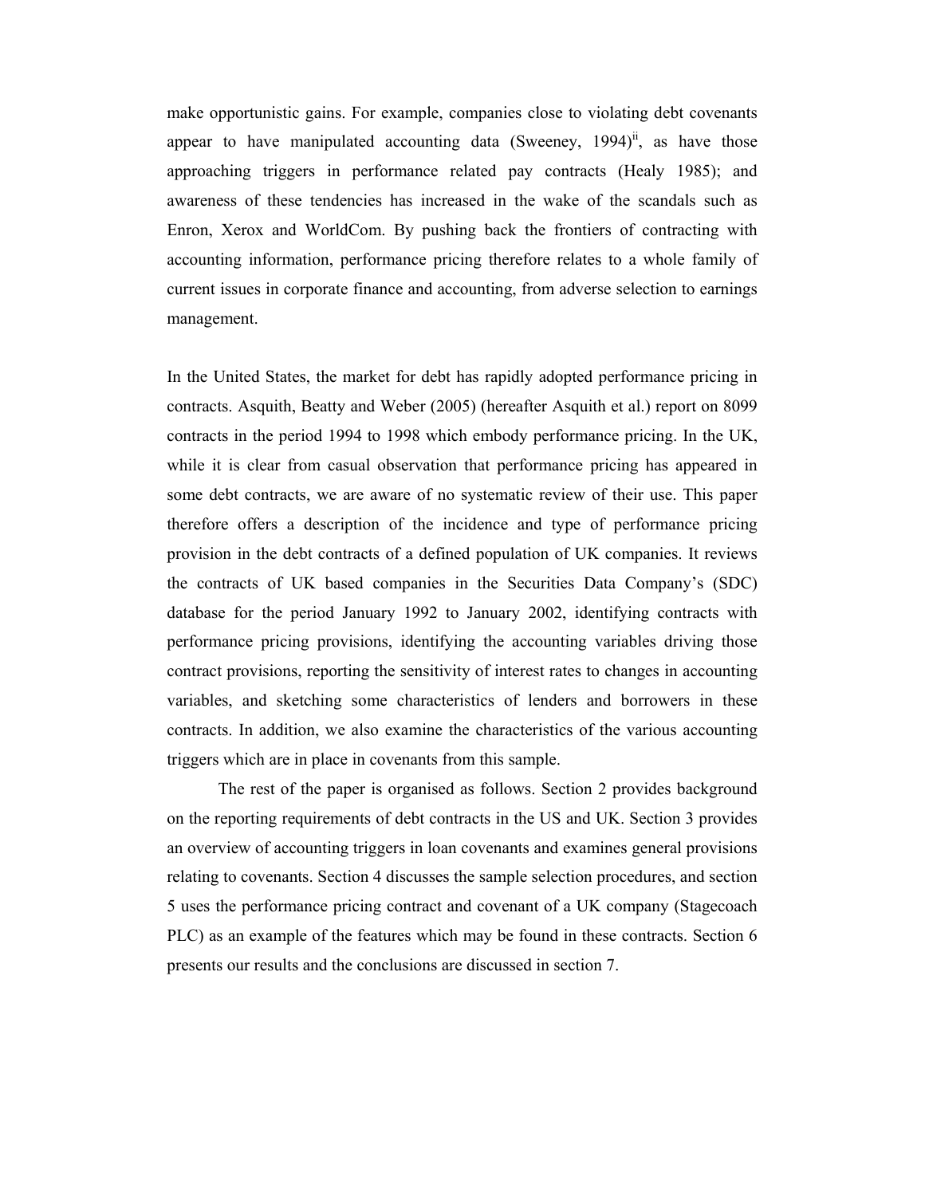make opportunistic gains. For example, companies close to violating debt covenants appear to have manipulated accounting data (Sweeney, 1994)[ii], as have those approaching triggers in performance related pay contracts (Healy 1985); and awareness of these tendencies has increased in the wake of the scandals such as Enron, Xerox and WorldCom. By pushing back the frontiers of contracting with accounting information, performance pricing therefore relates to a whole family of current issues in corporate finance and accounting, from adverse selection to earnings management.

In the United States, the market for debt has rapidly adopted performance pricing in contracts. Asquith, Beatty and Weber (2005) (hereafter Asquith et al.) report on 8099 contracts in the period 1994 to 1998 which embody performance pricing. In the UK, while it is clear from casual observation that performance pricing has appeared in some debt contracts, we are aware of no systematic review of their use. This paper therefore offers a description of the incidence and type of performance pricing provision in the debt contracts of a defined population of UK companies. It reviews the contracts of UK based companies in the Securities Data Company's (SDC) database for the period January 1992 to January 2002, identifying contracts with performance pricing provisions, identifying the accounting variables driving those contract provisions, reporting the sensitivity of interest rates to changes in accounting variables, and sketching some characteristics of lenders and borrowers in these contracts. In addition, we also examine the characteristics of the various accounting triggers which are in place in covenants from this sample.

The rest of the paper is organised as follows. Section 2 provides background on the reporting requirements of debt contracts in the US and UK. Section 3 provides an overview of accounting triggers in loan covenants and examines general provisions relating to covenants. Section 4 discusses the sample selection procedures, and section 5 uses the performance pricing contract and covenant of a UK company (Stagecoach PLC) as an example of the features which may be found in these contracts. Section 6 presents our results and the conclusions are discussed in section 7.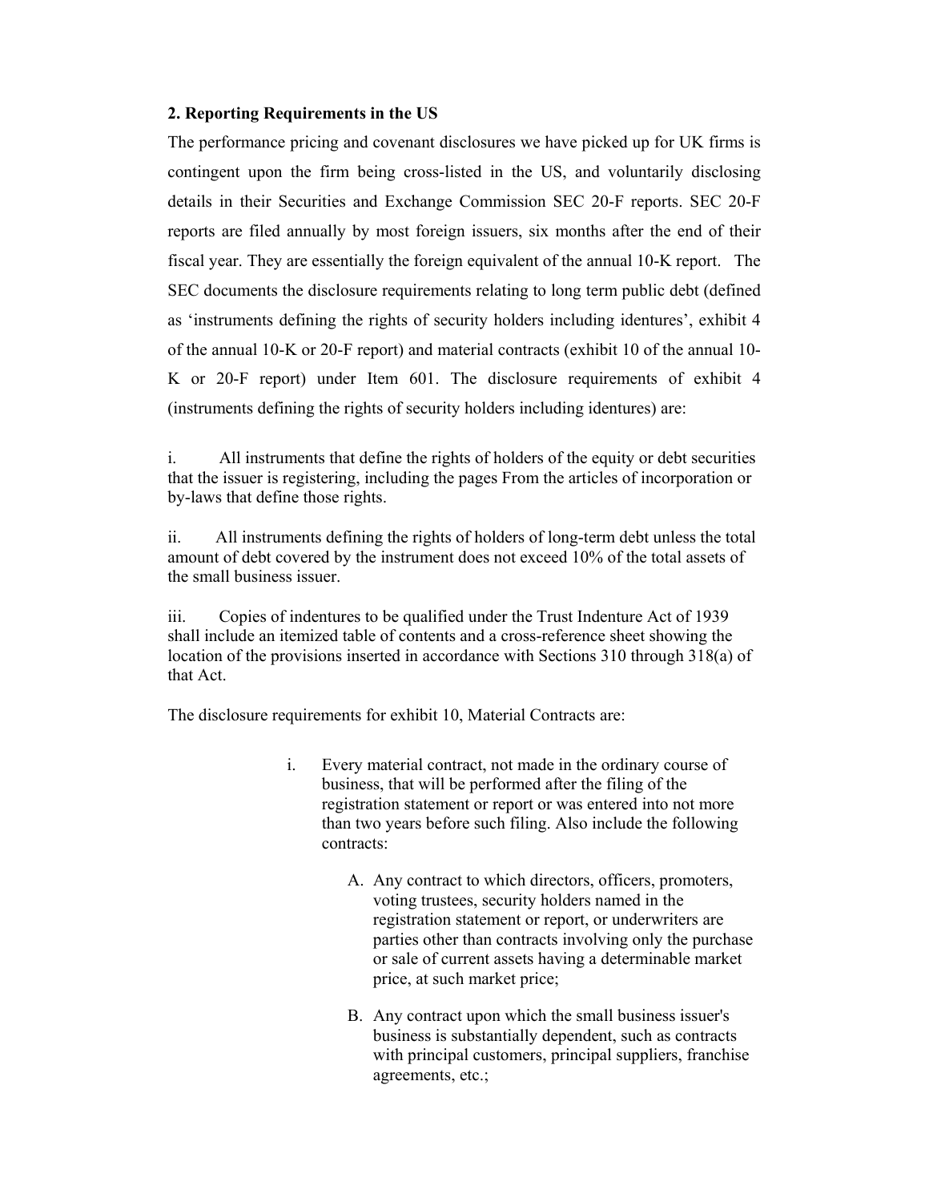**2. Reporting Requirements in the US**

The performance pricing and covenant disclosures we have picked up for UK firms is contingent upon the firm being cross-listed in the US, and voluntarily disclosing details in their Securities and Exchange Commission SEC 20-F reports. SEC 20-F reports are filed annually by most foreign issuers, six months after the end of their fiscal year. They are essentially the foreign equivalent of the annual 10-K report. The SEC documents the disclosure requirements relating to long term public debt (defined as 'instruments defining the rights of security holders including identures', exhibit 4 of the annual 10-K or 20-F report) and material contracts (exhibit 10 of the annual 10-K or 20-F report) under Item 601. The disclosure requirements of exhibit 4 (instruments defining the rights of security holders including identures) are:

i. All instruments that define the rights of holders of the equity or debt securities that the issuer is registering, including the pages From the articles of incorporation or by-laws that define those rights.

ii. All instruments defining the rights of holders of long-term debt unless the total amount of debt covered by the instrument does not exceed 10% of the total assets of the small business issuer.

iii. Copies of indentures to be qualified under the Trust Indenture Act of 1939 shall include an itemized table of contents and a cross-reference sheet showing the location of the provisions inserted in accordance with Sections 310 through 318(a) of that Act.

The disclosure requirements for exhibit 10, Material Contracts are:

i. Every material contract, not made in the ordinary course of business, that will be performed after the filing of the registration statement or report or was entered into not more than two years before such filing. Also include the following contracts:

   A. Any contract to which directors, officers, promoters, voting trustees, security holders named in the registration statement or report, or underwriters are parties other than contracts involving only the purchase or sale of current assets having a determinable market price, at such market price;

   B. Any contract upon which the small business issuer's business is substantially dependent, such as contracts with principal customers, principal suppliers, franchise agreements, etc.;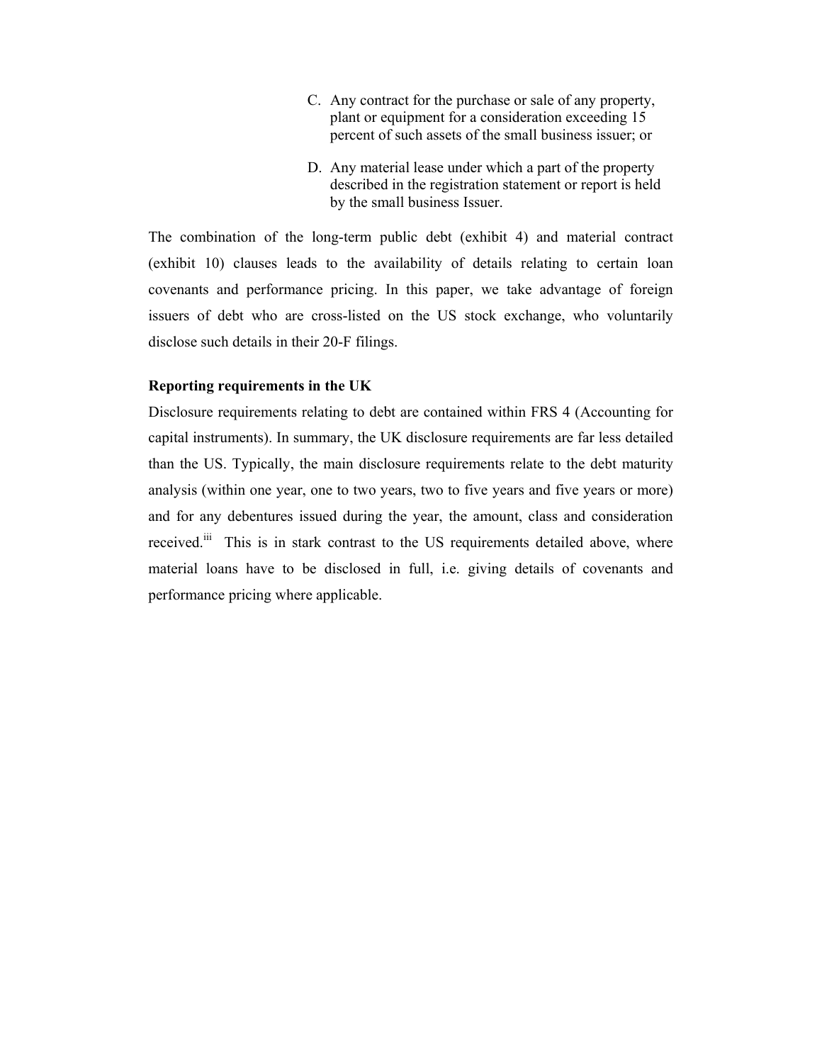C. Any contract for the purchase or sale of any property, plant or equipment for a consideration exceeding 15 percent of such assets of the small business issuer; or

D. Any material lease under which a part of the property described in the registration statement or report is held by the small business Issuer.

The combination of the long-term public debt (exhibit 4) and material contract (exhibit 10) clauses leads to the availability of details relating to certain loan covenants and performance pricing. In this paper, we take advantage of foreign issuers of debt who are cross-listed on the US stock exchange, who voluntarily disclose such details in their 20-F filings.

**Reporting requirements in the UK**

Disclosure requirements relating to debt are contained within FRS 4 (Accounting for capital instruments). In summary, the UK disclosure requirements are far less detailed than the US. Typically, the main disclosure requirements relate to the debt maturity analysis (within one year, one to two years, two to five years and five years or more) and for any debentures issued during the year, the amount, class and consideration received.[iii] This is in stark contrast to the US requirements detailed above, where material loans have to be disclosed in full, i.e. giving details of covenants and performance pricing where applicable.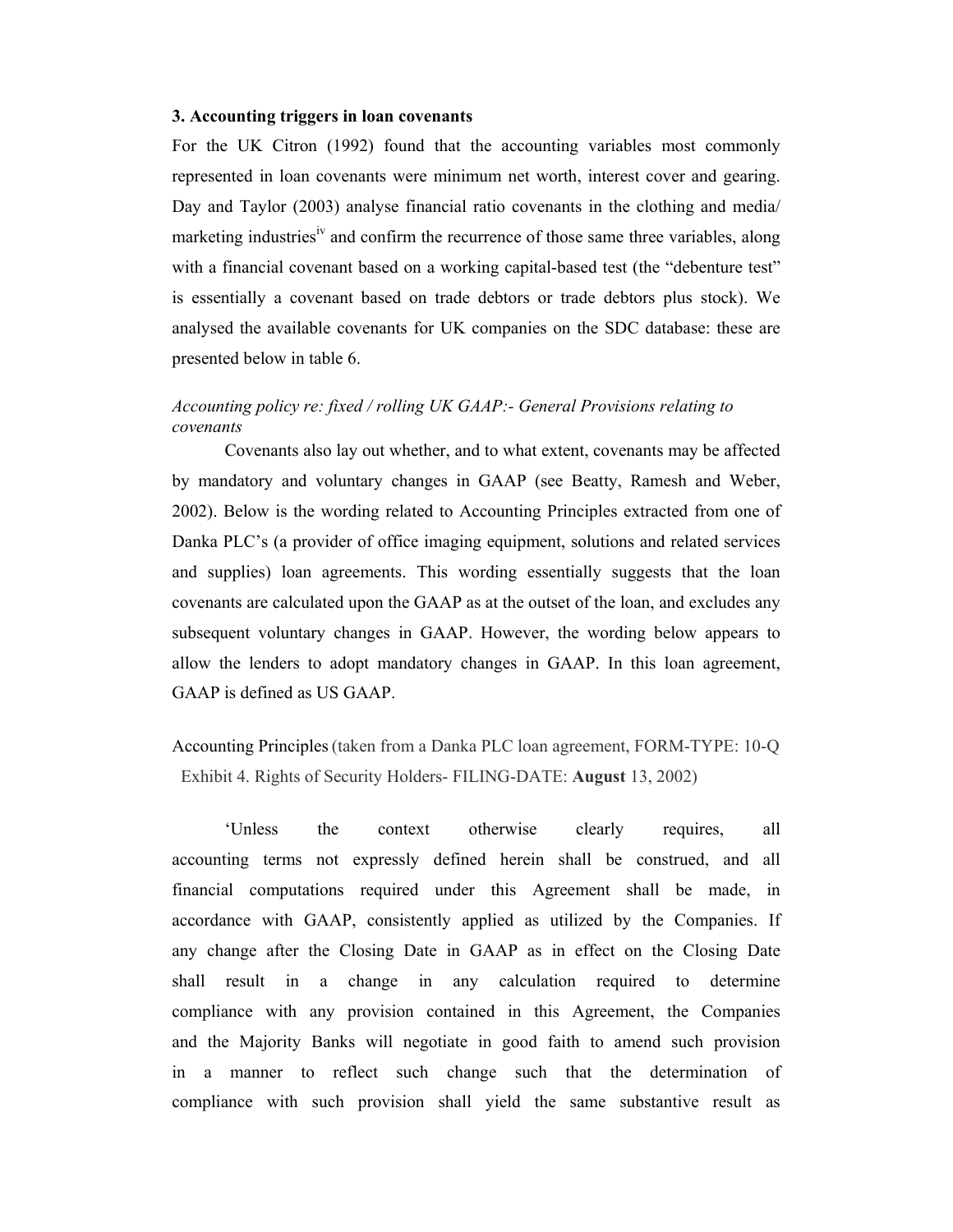### 3. Accounting triggers in loan covenants

For the UK Citron (1992) found that the accounting variables most commonly represented in loan covenants were minimum net worth, interest cover and gearing. Day and Taylor (2003) analyse financial ratio covenants in the clothing and media/ marketing industries[iv] and confirm the recurrence of those same three variables, along with a financial covenant based on a working capital-based test (the "debenture test" is essentially a covenant based on trade debtors or trade debtors plus stock). We analysed the available covenants for UK companies on the SDC database: these are presented below in table 6.

*Accounting policy re: fixed / rolling UK GAAP:- General Provisions relating to covenants*

Covenants also lay out whether, and to what extent, covenants may be affected by mandatory and voluntary changes in GAAP (see Beatty, Ramesh and Weber, 2002). Below is the wording related to Accounting Principles extracted from one of Danka PLC's (a provider of office imaging equipment, solutions and related services and supplies) loan agreements. This wording essentially suggests that the loan covenants are calculated upon the GAAP as at the outset of the loan, and excludes any subsequent voluntary changes in GAAP. However, the wording below appears to allow the lenders to adopt mandatory changes in GAAP. In this loan agreement, GAAP is defined as US GAAP.

Accounting Principles (taken from a Danka PLC loan agreement, FORM-TYPE: 10-Q Exhibit 4. Rights of Security Holders- FILING-DATE: **August** 13, 2002)

'Unless the context otherwise clearly requires, all accounting terms not expressly defined herein shall be construed, and all financial computations required under this Agreement shall be made, in accordance with GAAP, consistently applied as utilized by the Companies. If any change after the Closing Date in GAAP as in effect on the Closing Date shall result in a change in any calculation required to determine compliance with any provision contained in this Agreement, the Companies and the Majority Banks will negotiate in good faith to amend such provision in a manner to reflect such change such that the determination of compliance with such provision shall yield the same substantive result as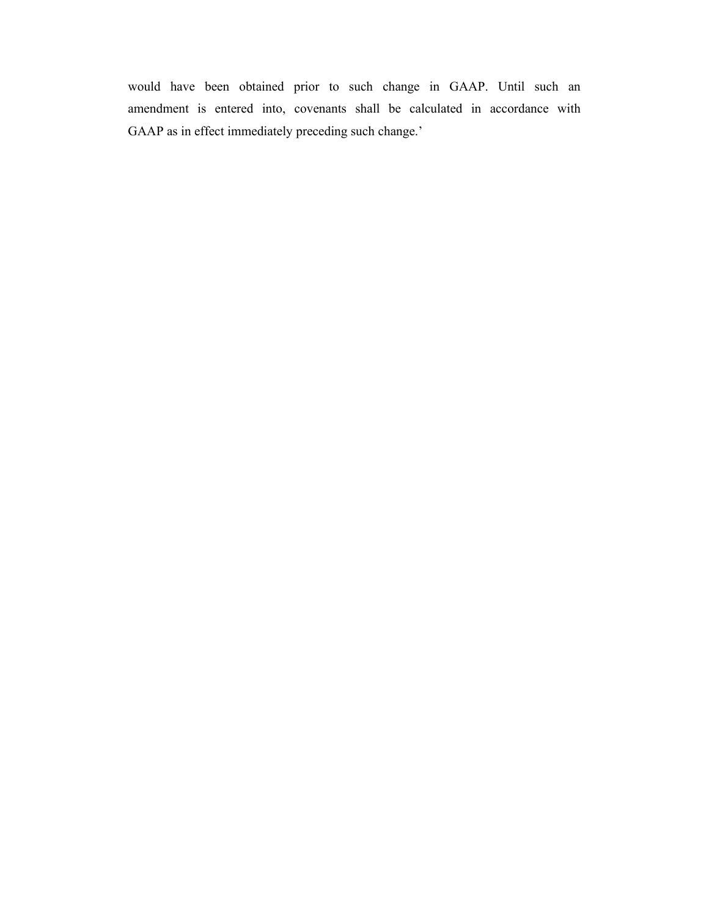would have been obtained prior to such change in GAAP. Until such an amendment is entered into, covenants shall be calculated in accordance with GAAP as in effect immediately preceding such change.’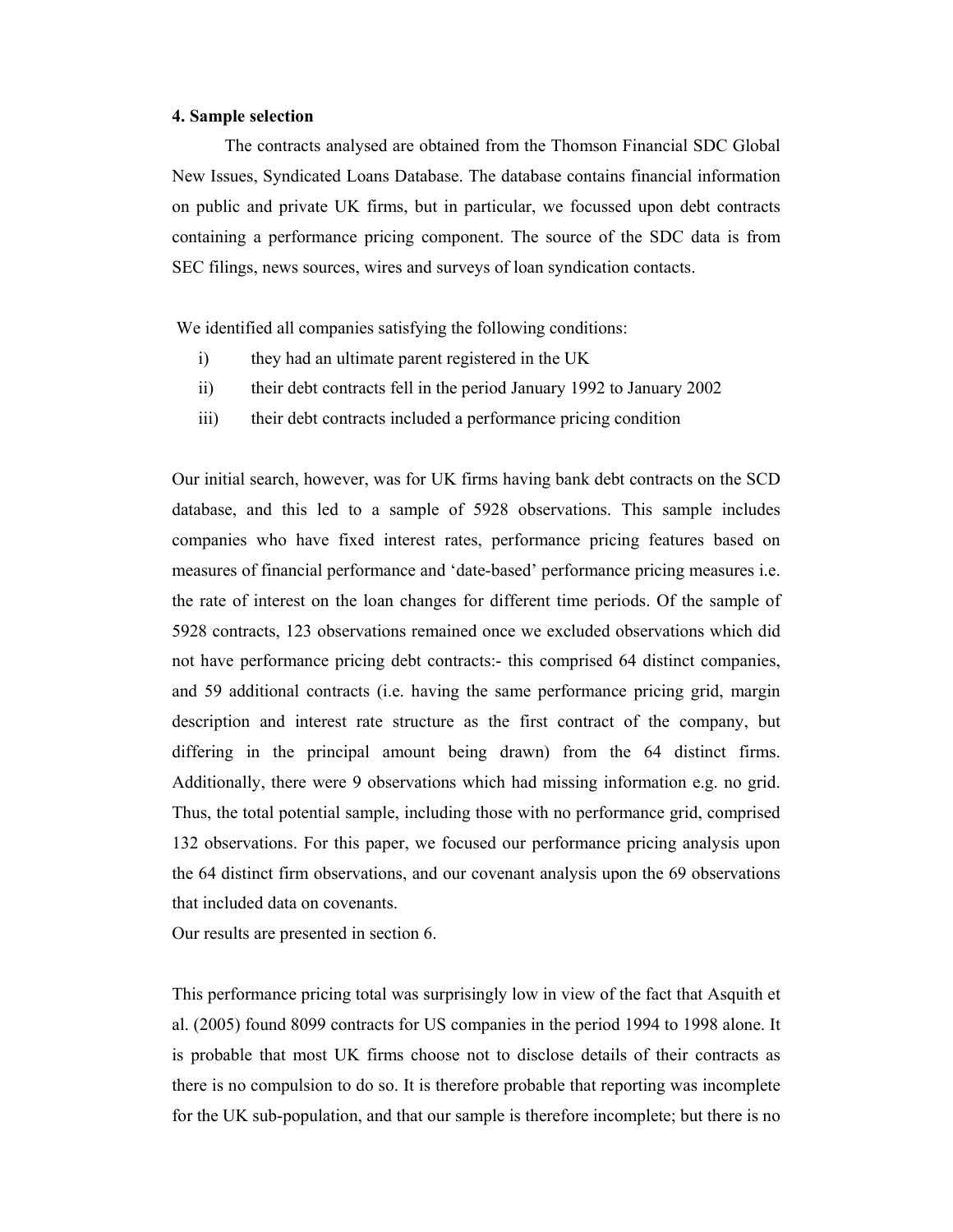### 4. Sample selection

The contracts analysed are obtained from the Thomson Financial SDC Global New Issues, Syndicated Loans Database. The database contains financial information on public and private UK firms, but in particular, we focussed upon debt contracts containing a performance pricing component. The source of the SDC data is from SEC filings, news sources, wires and surveys of loan syndication contacts.

We identified all companies satisfying the following conditions:

i) they had an ultimate parent registered in the UK
ii) their debt contracts fell in the period January 1992 to January 2002
iii) their debt contracts included a performance pricing condition

Our initial search, however, was for UK firms having bank debt contracts on the SCD database, and this led to a sample of 5928 observations. This sample includes companies who have fixed interest rates, performance pricing features based on measures of financial performance and 'date-based' performance pricing measures i.e. the rate of interest on the loan changes for different time periods. Of the sample of 5928 contracts, 123 observations remained once we excluded observations which did not have performance pricing debt contracts:- this comprised 64 distinct companies, and 59 additional contracts (i.e. having the same performance pricing grid, margin description and interest rate structure as the first contract of the company, but differing in the principal amount being drawn) from the 64 distinct firms. Additionally, there were 9 observations which had missing information e.g. no grid. Thus, the total potential sample, including those with no performance grid, comprised 132 observations. For this paper, we focused our performance pricing analysis upon the 64 distinct firm observations, and our covenant analysis upon the 69 observations that included data on covenants.

Our results are presented in section 6.

This performance pricing total was surprisingly low in view of the fact that Asquith et al. (2005) found 8099 contracts for US companies in the period 1994 to 1998 alone. It is probable that most UK firms choose not to disclose details of their contracts as there is no compulsion to do so. It is therefore probable that reporting was incomplete for the UK sub-population, and that our sample is therefore incomplete; but there is no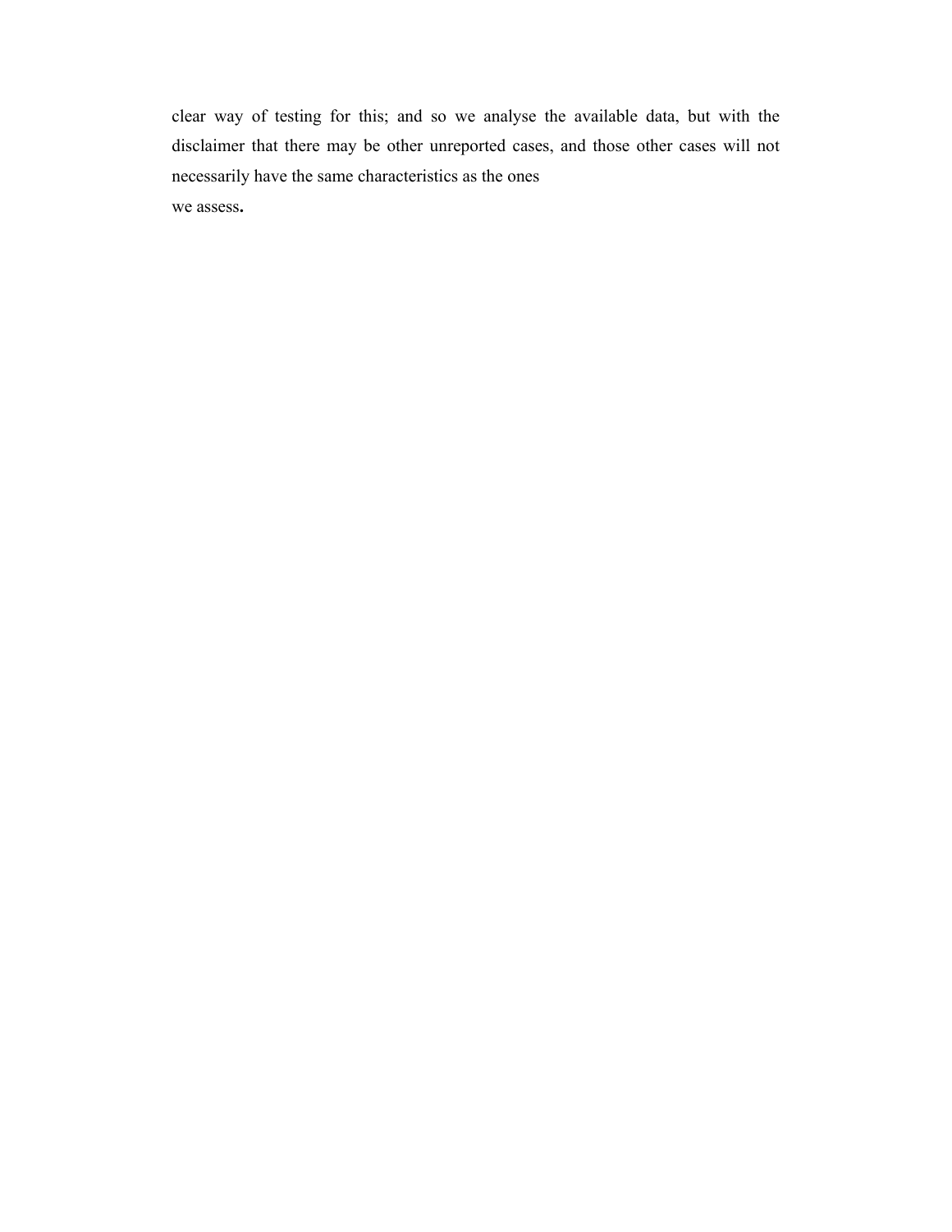clear way of testing for this; and so we analyse the available data, but with the disclaimer that there may be other unreported cases, and those other cases will not necessarily have the same characteristics as the ones we assess**.**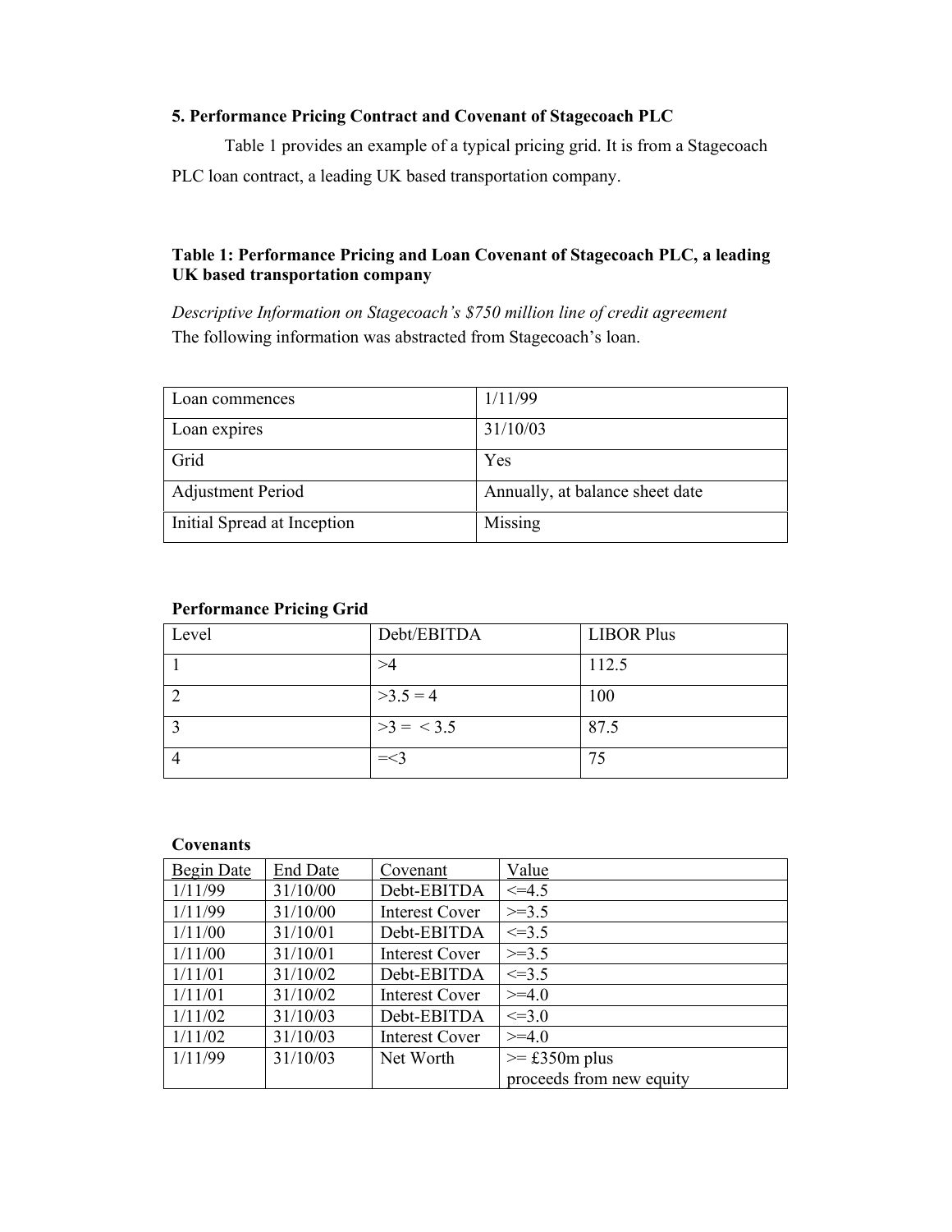**5. Performance Pricing Contract and Covenant of Stagecoach PLC**

Table 1 provides an example of a typical pricing grid. It is from a Stagecoach PLC loan contract, a leading UK based transportation company.

**Table 1: Performance Pricing and Loan Covenant of Stagecoach PLC, a leading UK based transportation company**

*Descriptive Information on Stagecoach's $750 million line of credit agreement*

The following information was abstracted from Stagecoach's loan.

| Loan commences | 1/11/99 |
|---|---|
| Loan expires | 31/10/03 |
| Grid | Yes |
| Adjustment Period | Annually, at balance sheet date |
| Initial Spread at Inception | Missing |

**Performance Pricing Grid**

| Level | Debt/EBITDA | LIBOR Plus |
|---|---|---|
| 1 | >4 | 112.5 |
| 2 | >3.5 = 4 | 100 |
| 3 | >3 = < 3.5 | 87.5 |
| 4 | =<3 | 75 |

**Covenants**

| Begin Date | End Date | Covenant | Value |
|---|---|---|---|
| 1/11/99 | 31/10/00 | Debt-EBITDA | <=4.5 |
| 1/11/99 | 31/10/00 | Interest Cover | >=3.5 |
| 1/11/00 | 31/10/01 | Debt-EBITDA | <=3.5 |
| 1/11/00 | 31/10/01 | Interest Cover | >=3.5 |
| 1/11/01 | 31/10/02 | Debt-EBITDA | <=3.5 |
| 1/11/01 | 31/10/02 | Interest Cover | >=4.0 |
| 1/11/02 | 31/10/03 | Debt-EBITDA | <=3.0 |
| 1/11/02 | 31/10/03 | Interest Cover | >=4.0 |
| 1/11/99 | 31/10/03 | Net Worth | >= £350m plus proceeds from new equity |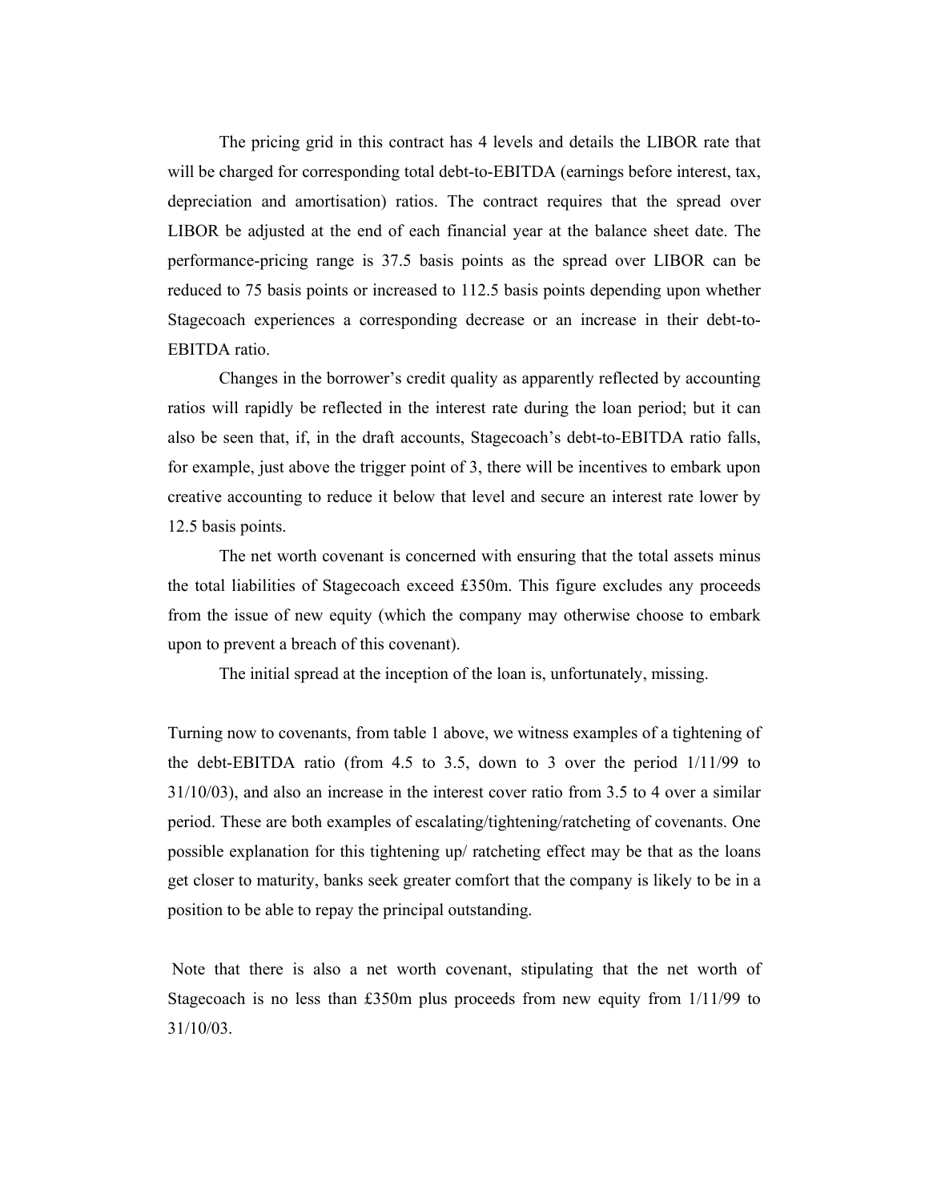The pricing grid in this contract has 4 levels and details the LIBOR rate that will be charged for corresponding total debt-to-EBITDA (earnings before interest, tax, depreciation and amortisation) ratios. The contract requires that the spread over LIBOR be adjusted at the end of each financial year at the balance sheet date. The performance-pricing range is 37.5 basis points as the spread over LIBOR can be reduced to 75 basis points or increased to 112.5 basis points depending upon whether Stagecoach experiences a corresponding decrease or an increase in their debt-to-EBITDA ratio.

Changes in the borrower's credit quality as apparently reflected by accounting ratios will rapidly be reflected in the interest rate during the loan period; but it can also be seen that, if, in the draft accounts, Stagecoach's debt-to-EBITDA ratio falls, for example, just above the trigger point of 3, there will be incentives to embark upon creative accounting to reduce it below that level and secure an interest rate lower by 12.5 basis points.

The net worth covenant is concerned with ensuring that the total assets minus the total liabilities of Stagecoach exceed £350m. This figure excludes any proceeds from the issue of new equity (which the company may otherwise choose to embark upon to prevent a breach of this covenant).

The initial spread at the inception of the loan is, unfortunately, missing.

Turning now to covenants, from table 1 above, we witness examples of a tightening of the debt-EBITDA ratio (from 4.5 to 3.5, down to 3 over the period 1/11/99 to 31/10/03), and also an increase in the interest cover ratio from 3.5 to 4 over a similar period. These are both examples of escalating/tightening/ratcheting of covenants. One possible explanation for this tightening up/ ratcheting effect may be that as the loans get closer to maturity, banks seek greater comfort that the company is likely to be in a position to be able to repay the principal outstanding.

Note that there is also a net worth covenant, stipulating that the net worth of Stagecoach is no less than £350m plus proceeds from new equity from 1/11/99 to 31/10/03.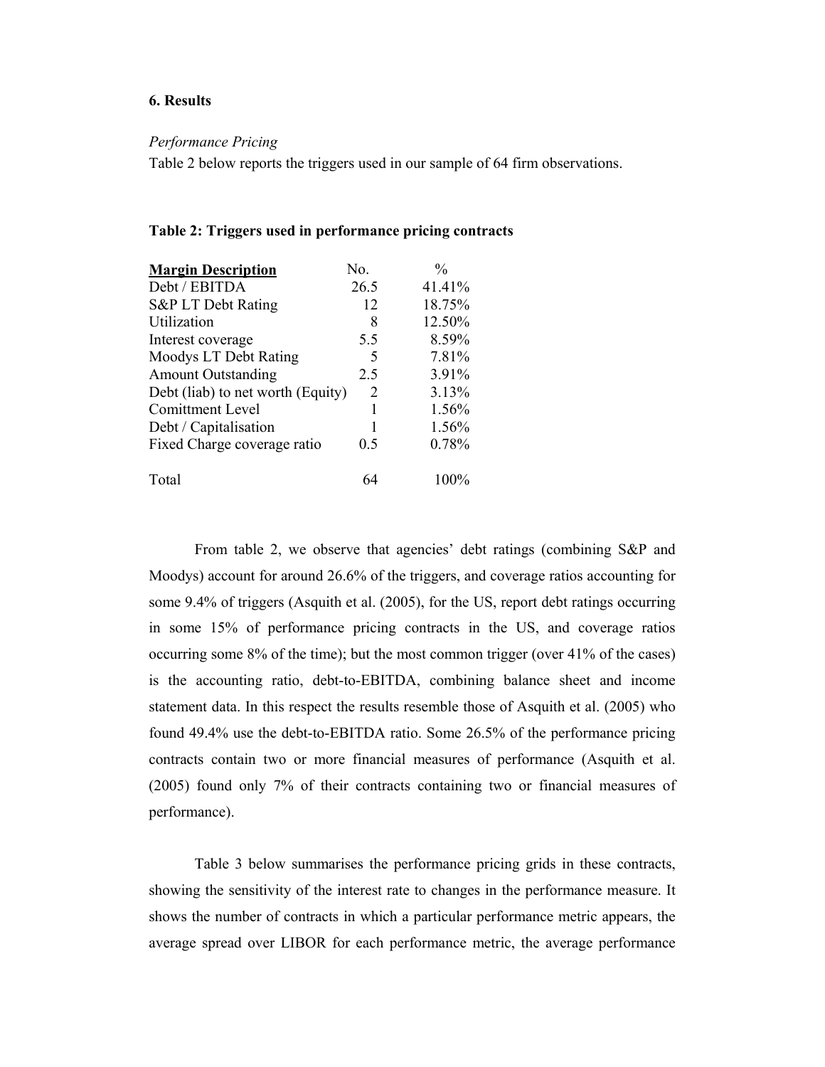### 6. Results

*Performance Pricing*

Table 2 below reports the triggers used in our sample of 64 firm observations.

**Table 2: Triggers used in performance pricing contracts**

| Margin Description | No. | % |
|---|---|---|
| Debt / EBITDA | 26.5 | 41.41% |
| S&P LT Debt Rating | 12 | 18.75% |
| Utilization | 8 | 12.50% |
| Interest coverage | 5.5 | 8.59% |
| Moodys LT Debt Rating | 5 | 7.81% |
| Amount Outstanding | 2.5 | 3.91% |
| Debt (liab) to net worth (Equity) | 2 | 3.13% |
| Comittment Level | 1 | 1.56% |
| Debt / Capitalisation | 1 | 1.56% |
| Fixed Charge coverage ratio | 0.5 | 0.78% |
| Total | 64 | 100% |

From table 2, we observe that agencies' debt ratings (combining S&P and Moodys) account for around 26.6% of the triggers, and coverage ratios accounting for some 9.4% of triggers (Asquith et al. (2005), for the US, report debt ratings occurring in some 15% of performance pricing contracts in the US, and coverage ratios occurring some 8% of the time); but the most common trigger (over 41% of the cases) is the accounting ratio, debt-to-EBITDA, combining balance sheet and income statement data. In this respect the results resemble those of Asquith et al. (2005) who found 49.4% use the debt-to-EBITDA ratio. Some 26.5% of the performance pricing contracts contain two or more financial measures of performance (Asquith et al. (2005) found only 7% of their contracts containing two or financial measures of performance).

Table 3 below summarises the performance pricing grids in these contracts, showing the sensitivity of the interest rate to changes in the performance measure. It shows the number of contracts in which a particular performance metric appears, the average spread over LIBOR for each performance metric, the average performance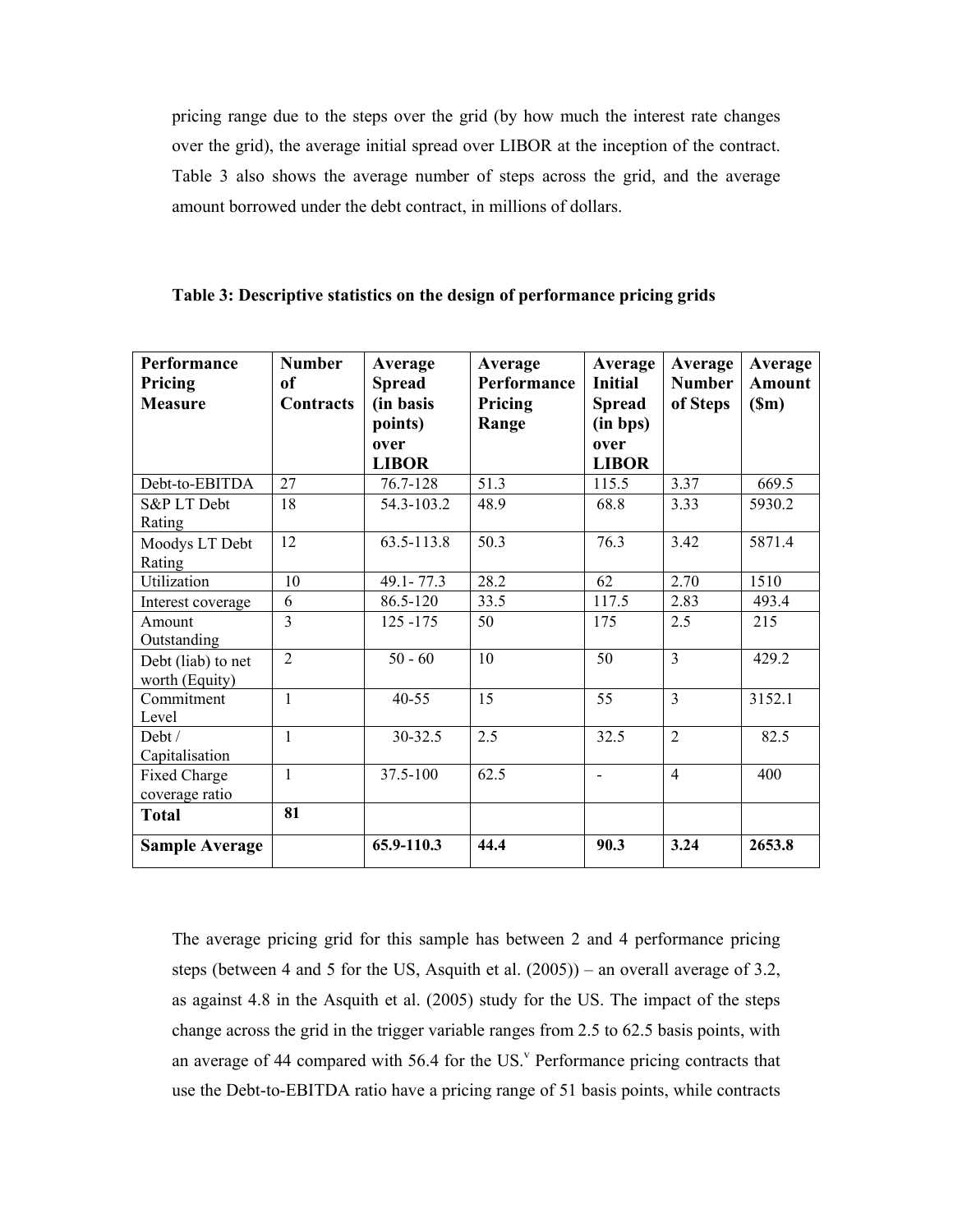pricing range due to the steps over the grid (by how much the interest rate changes over the grid), the average initial spread over LIBOR at the inception of the contract. Table 3 also shows the average number of steps across the grid, and the average amount borrowed under the debt contract, in millions of dollars.

**Table 3: Descriptive statistics on the design of performance pricing grids**

| Performance Pricing Measure | Number of Contracts | Average Spread (in basis points) over LIBOR | Average Performance Pricing Range | Average Initial Spread (in bps) over LIBOR | Average Number of Steps | Average Amount ($m) |
|---|---|---|---|---|---|---|
| Debt-to-EBITDA | 27 | 76.7-128 | 51.3 | 115.5 | 3.37 | 669.5 |
| S&P LT Debt Rating | 18 | 54.3-103.2 | 48.9 | 68.8 | 3.33 | 5930.2 |
| Moodys LT Debt Rating | 12 | 63.5-113.8 | 50.3 | 76.3 | 3.42 | 5871.4 |
| Utilization | 10 | 49.1- 77.3 | 28.2 | 62 | 2.70 | 1510 |
| Interest coverage | 6 | 86.5-120 | 33.5 | 117.5 | 2.83 | 493.4 |
| Amount Outstanding | 3 | 125 -175 | 50 | 175 | 2.5 | 215 |
| Debt (liab) to net worth (Equity) | 2 | 50 - 60 | 10 | 50 | 3 | 429.2 |
| Commitment Level | 1 | 40-55 | 15 | 55 | 3 | 3152.1 |
| Debt / Capitalisation | 1 | 30-32.5 | 2.5 | 32.5 | 2 | 82.5 |
| Fixed Charge coverage ratio | 1 | 37.5-100 | 62.5 | - | 4 | 400 |
| **Total** | **81** | | | | | |
| **Sample Average** | | **65.9-110.3** | **44.4** | **90.3** | **3.24** | **2653.8** |

The average pricing grid for this sample has between 2 and 4 performance pricing steps (between 4 and 5 for the US, Asquith et al. (2005)) – an overall average of 3.2, as against 4.8 in the Asquith et al. (2005) study for the US. The impact of the steps change across the grid in the trigger variable ranges from 2.5 to 62.5 basis points, with an average of 44 compared with 56.4 for the US.[v] Performance pricing contracts that use the Debt-to-EBITDA ratio have a pricing range of 51 basis points, while contracts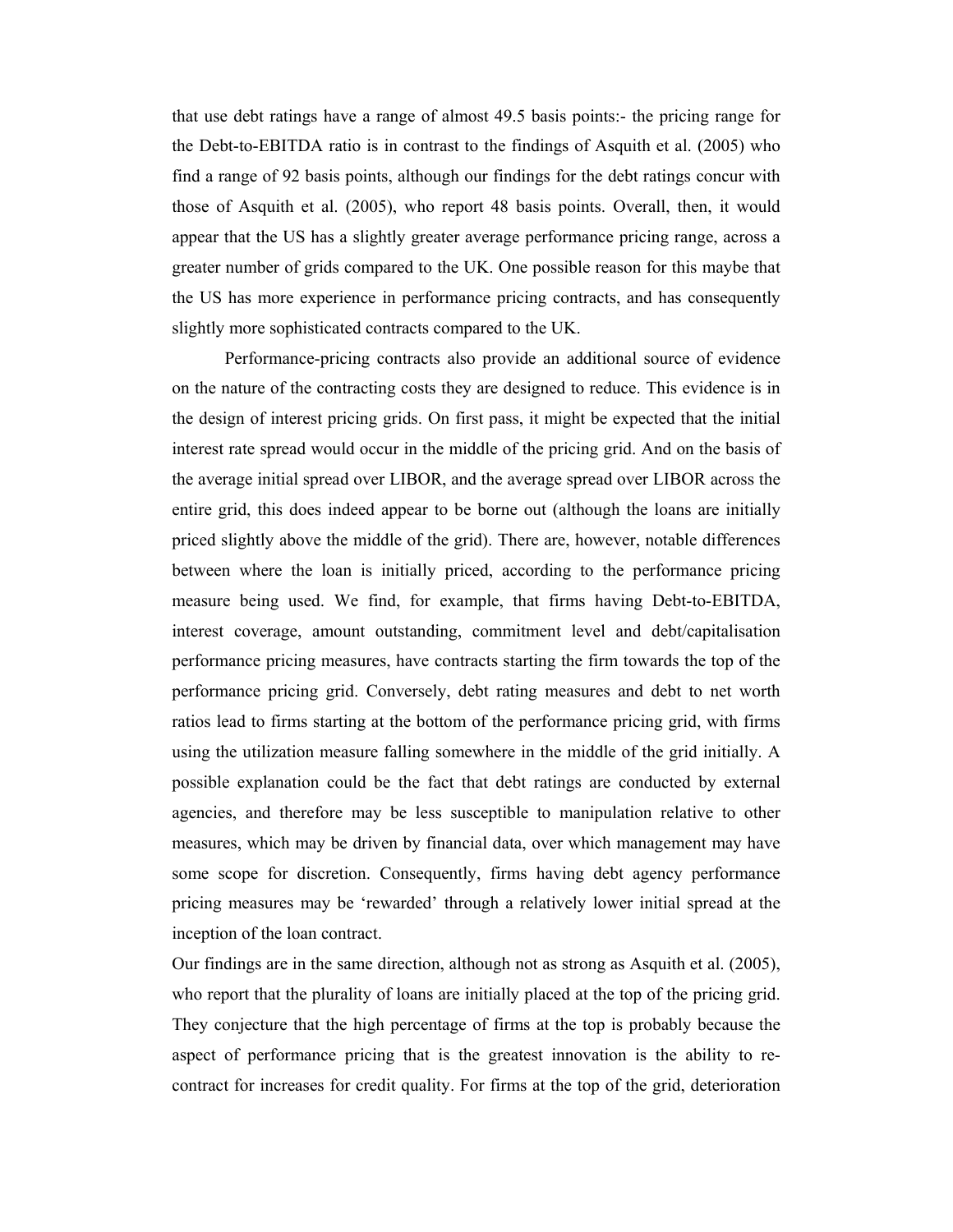that use debt ratings have a range of almost 49.5 basis points:- the pricing range for the Debt-to-EBITDA ratio is in contrast to the findings of Asquith et al. (2005) who find a range of 92 basis points, although our findings for the debt ratings concur with those of Asquith et al. (2005), who report 48 basis points. Overall, then, it would appear that the US has a slightly greater average performance pricing range, across a greater number of grids compared to the UK. One possible reason for this maybe that the US has more experience in performance pricing contracts, and has consequently slightly more sophisticated contracts compared to the UK.

Performance-pricing contracts also provide an additional source of evidence on the nature of the contracting costs they are designed to reduce. This evidence is in the design of interest pricing grids. On first pass, it might be expected that the initial interest rate spread would occur in the middle of the pricing grid. And on the basis of the average initial spread over LIBOR, and the average spread over LIBOR across the entire grid, this does indeed appear to be borne out (although the loans are initially priced slightly above the middle of the grid). There are, however, notable differences between where the loan is initially priced, according to the performance pricing measure being used. We find, for example, that firms having Debt-to-EBITDA, interest coverage, amount outstanding, commitment level and debt/capitalisation performance pricing measures, have contracts starting the firm towards the top of the performance pricing grid. Conversely, debt rating measures and debt to net worth ratios lead to firms starting at the bottom of the performance pricing grid, with firms using the utilization measure falling somewhere in the middle of the grid initially. A possible explanation could be the fact that debt ratings are conducted by external agencies, and therefore may be less susceptible to manipulation relative to other measures, which may be driven by financial data, over which management may have some scope for discretion. Consequently, firms having debt agency performance pricing measures may be 'rewarded' through a relatively lower initial spread at the inception of the loan contract.

Our findings are in the same direction, although not as strong as Asquith et al. (2005), who report that the plurality of loans are initially placed at the top of the pricing grid. They conjecture that the high percentage of firms at the top is probably because the aspect of performance pricing that is the greatest innovation is the ability to re-contract for increases for credit quality. For firms at the top of the grid, deterioration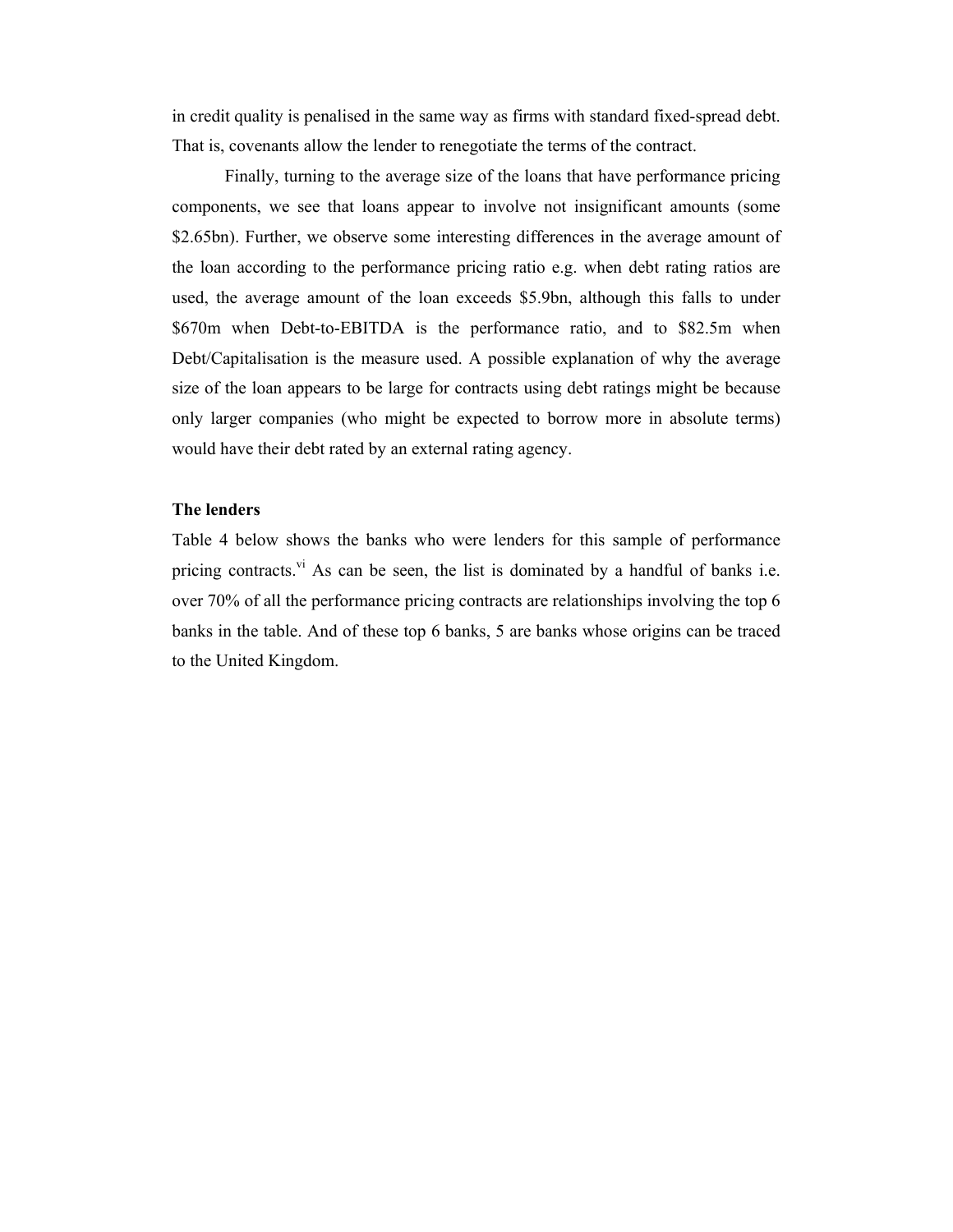in credit quality is penalised in the same way as firms with standard fixed-spread debt. That is, covenants allow the lender to renegotiate the terms of the contract.

Finally, turning to the average size of the loans that have performance pricing components, we see that loans appear to involve not insignificant amounts (some $2.65bn). Further, we observe some interesting differences in the average amount of the loan according to the performance pricing ratio e.g. when debt rating ratios are used, the average amount of the loan exceeds $5.9bn, although this falls to under $670m when Debt-to-EBITDA is the performance ratio, and to $82.5m when Debt/Capitalisation is the measure used. A possible explanation of why the average size of the loan appears to be large for contracts using debt ratings might be because only larger companies (who might be expected to borrow more in absolute terms) would have their debt rated by an external rating agency.

**The lenders**

Table 4 below shows the banks who were lenders for this sample of performance pricing contracts.[vi] As can be seen, the list is dominated by a handful of banks i.e. over 70% of all the performance pricing contracts are relationships involving the top 6 banks in the table. And of these top 6 banks, 5 are banks whose origins can be traced to the United Kingdom.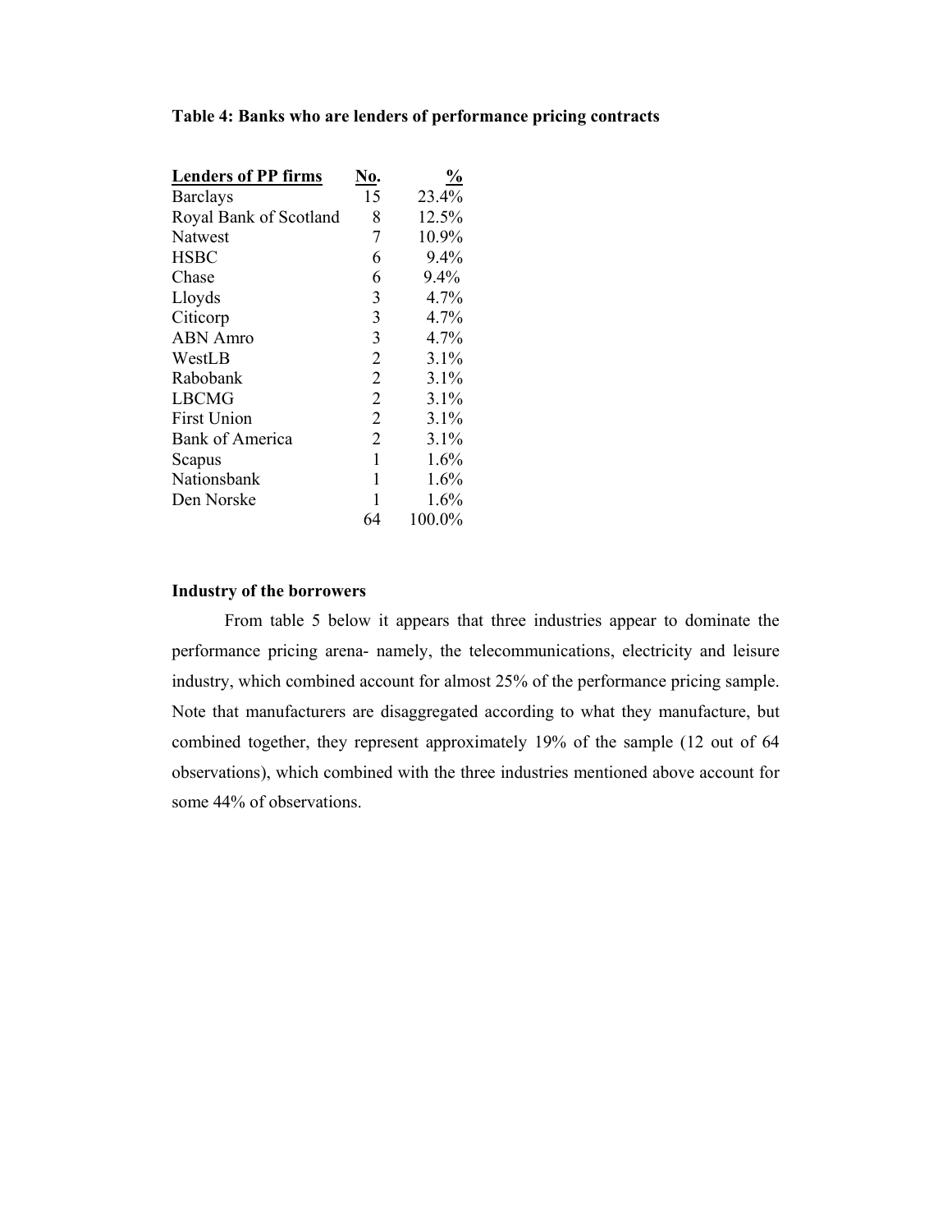**Table 4: Banks who are lenders of performance pricing contracts**

| Lenders of PP firms | No. | % |
|---|---|---|
| Barclays | 15 | 23.4% |
| Royal Bank of Scotland | 8 | 12.5% |
| Natwest | 7 | 10.9% |
| HSBC | 6 | 9.4% |
| Chase | 6 | 9.4% |
| Lloyds | 3 | 4.7% |
| Citicorp | 3 | 4.7% |
| ABN Amro | 3 | 4.7% |
| WestLB | 2 | 3.1% |
| Rabobank | 2 | 3.1% |
| LBCMG | 2 | 3.1% |
| First Union | 2 | 3.1% |
| Bank of America | 2 | 3.1% |
| Scapus | 1 | 1.6% |
| Nationsbank | 1 | 1.6% |
| Den Norske | 1 | 1.6% |
| | 64 | 100.0% |

**Industry of the borrowers**

From table 5 below it appears that three industries appear to dominate the performance pricing arena- namely, the telecommunications, electricity and leisure industry, which combined account for almost 25% of the performance pricing sample. Note that manufacturers are disaggregated according to what they manufacture, but combined together, they represent approximately 19% of the sample (12 out of 64 observations), which combined with the three industries mentioned above account for some 44% of observations.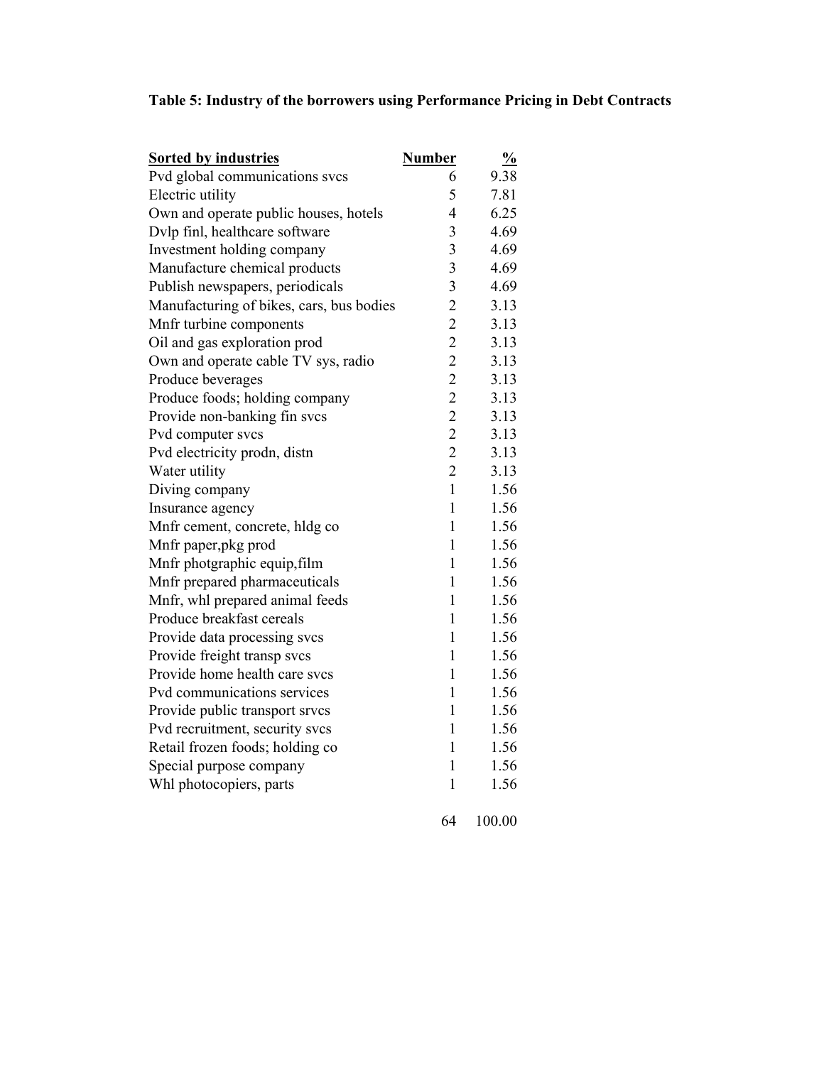**Table 5: Industry of the borrowers using Performance Pricing in Debt Contracts**

| Sorted by industries | Number | % |
|---|---|---|
| Pvd global communications svcs | 6 | 9.38 |
| Electric utility | 5 | 7.81 |
| Own and operate public houses, hotels | 4 | 6.25 |
| Dvlp finl, healthcare software | 3 | 4.69 |
| Investment holding company | 3 | 4.69 |
| Manufacture chemical products | 3 | 4.69 |
| Publish newspapers, periodicals | 3 | 4.69 |
| Manufacturing of bikes, cars, bus bodies | 2 | 3.13 |
| Mnfr turbine components | 2 | 3.13 |
| Oil and gas exploration prod | 2 | 3.13 |
| Own and operate cable TV sys, radio | 2 | 3.13 |
| Produce beverages | 2 | 3.13 |
| Produce foods; holding company | 2 | 3.13 |
| Provide non-banking fin svcs | 2 | 3.13 |
| Pvd computer svcs | 2 | 3.13 |
| Pvd electricity prodn, distn | 2 | 3.13 |
| Water utility | 2 | 3.13 |
| Diving company | 1 | 1.56 |
| Insurance agency | 1 | 1.56 |
| Mnfr cement, concrete, hldg co | 1 | 1.56 |
| Mnfr paper,pkg prod | 1 | 1.56 |
| Mnfr photgraphic equip,film | 1 | 1.56 |
| Mnfr prepared pharmaceuticals | 1 | 1.56 |
| Mnfr, whl prepared animal feeds | 1 | 1.56 |
| Produce breakfast cereals | 1 | 1.56 |
| Provide data processing svcs | 1 | 1.56 |
| Provide freight transp svcs | 1 | 1.56 |
| Provide home health care svcs | 1 | 1.56 |
| Pvd communications services | 1 | 1.56 |
| Provide public transport srvcs | 1 | 1.56 |
| Pvd recruitment, security svcs | 1 | 1.56 |
| Retail frozen foods; holding co | 1 | 1.56 |
| Special purpose company | 1 | 1.56 |
| Whl photocopiers, parts | 1 | 1.56 |
| | 64 | 100.00 |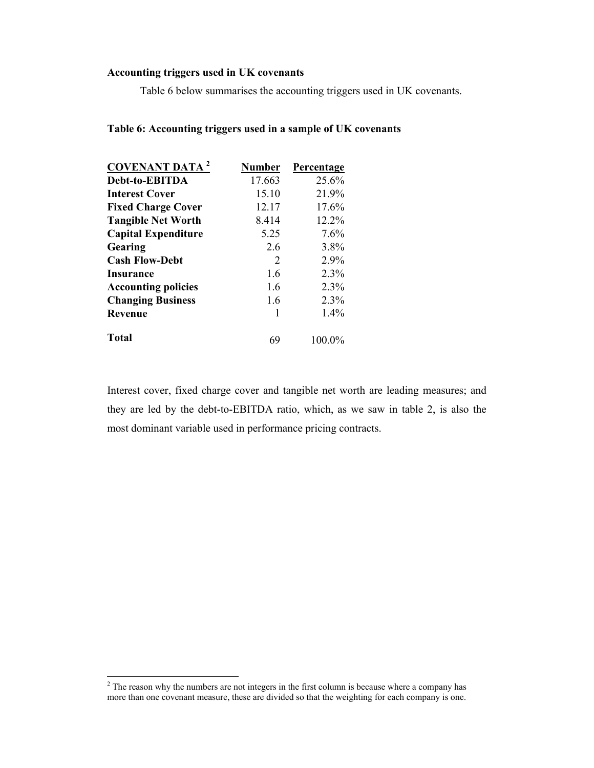**Accounting triggers used in UK covenants**

Table 6 below summarises the accounting triggers used in UK covenants.

**Table 6: Accounting triggers used in a sample of UK covenants**

| COVENANT DATA [2] | Number | Percentage |
|---|---|---|
| **Debt-to-EBITDA** | 17.663 | 25.6% |
| **Interest Cover** | 15.10 | 21.9% |
| **Fixed Charge Cover** | 12.17 | 17.6% |
| **Tangible Net Worth** | 8.414 | 12.2% |
| **Capital Expenditure** | 5.25 | 7.6% |
| **Gearing** | 2.6 | 3.8% |
| **Cash Flow-Debt** | 2 | 2.9% |
| **Insurance** | 1.6 | 2.3% |
| **Accounting policies** | 1.6 | 2.3% |
| **Changing Business** | 1.6 | 2.3% |
| **Revenue** | 1 | 1.4% |
| **Total** | 69 | 100.0% |

Interest cover, fixed charge cover and tangible net worth are leading measures; and they are led by the debt-to-EBITDA ratio, which, as we saw in table 2, is also the most dominant variable used in performance pricing contracts.

[2] The reason why the numbers are not integers in the first column is because where a company has more than one covenant measure, these are divided so that the weighting for each company is one.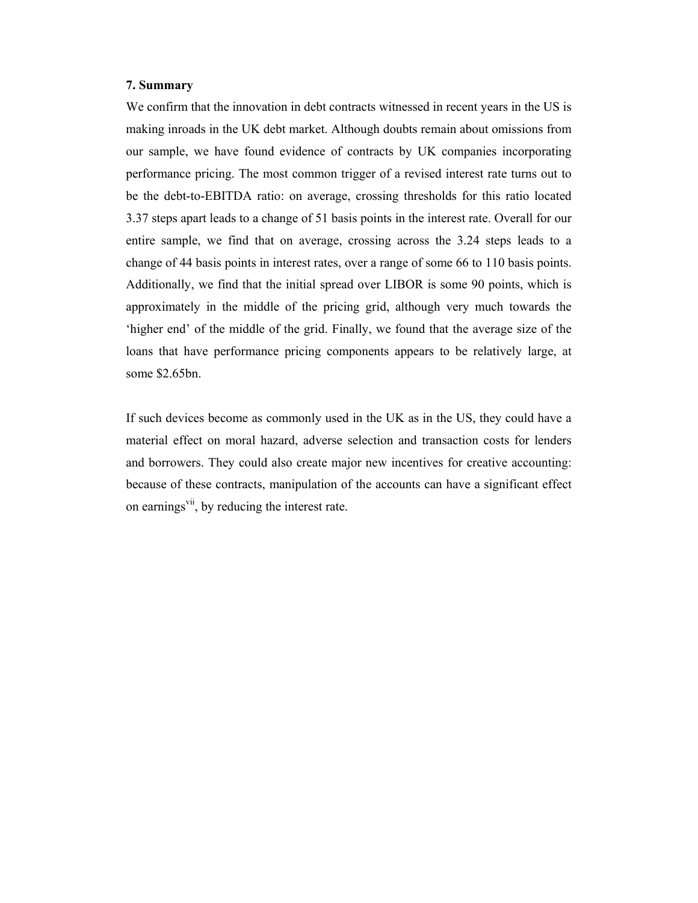## 7. Summary

We confirm that the innovation in debt contracts witnessed in recent years in the US is making inroads in the UK debt market. Although doubts remain about omissions from our sample, we have found evidence of contracts by UK companies incorporating performance pricing. The most common trigger of a revised interest rate turns out to be the debt-to-EBITDA ratio: on average, crossing thresholds for this ratio located 3.37 steps apart leads to a change of 51 basis points in the interest rate. Overall for our entire sample, we find that on average, crossing across the 3.24 steps leads to a change of 44 basis points in interest rates, over a range of some 66 to 110 basis points. Additionally, we find that the initial spread over LIBOR is some 90 points, which is approximately in the middle of the pricing grid, although very much towards the 'higher end' of the middle of the grid. Finally, we found that the average size of the loans that have performance pricing components appears to be relatively large, at some $2.65bn.

If such devices become as commonly used in the UK as in the US, they could have a material effect on moral hazard, adverse selection and transaction costs for lenders and borrowers. They could also create major new incentives for creative accounting: because of these contracts, manipulation of the accounts can have a significant effect on earnings[vii], by reducing the interest rate.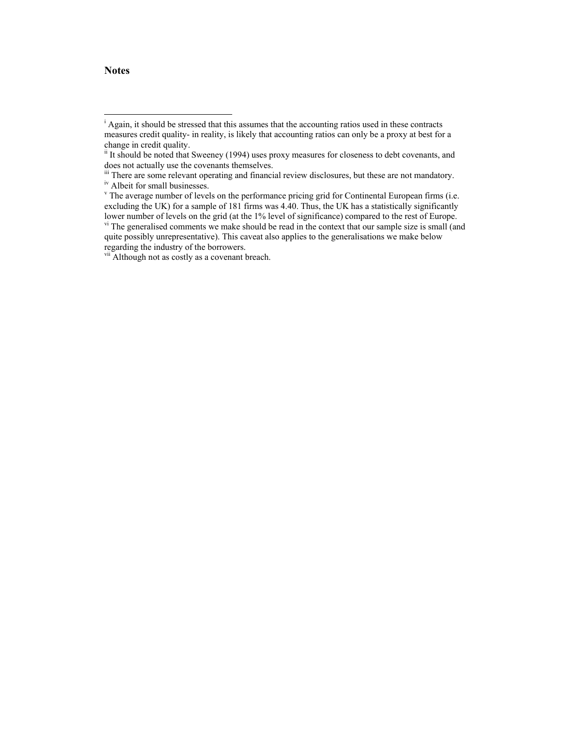# Notes

[i] Again, it should be stressed that this assumes that the accounting ratios used in these contracts measures credit quality- in reality, is likely that accounting ratios can only be a proxy at best for a change in credit quality.

[ii] It should be noted that Sweeney (1994) uses proxy measures for closeness to debt covenants, and does not actually use the covenants themselves.

[iii] There are some relevant operating and financial review disclosures, but these are not mandatory.

[iv] Albeit for small businesses.

[v] The average number of levels on the performance pricing grid for Continental European firms (i.e. excluding the UK) for a sample of 181 firms was 4.40. Thus, the UK has a statistically significantly lower number of levels on the grid (at the 1% level of significance) compared to the rest of Europe.

[vi] The generalised comments we make should be read in the context that our sample size is small (and quite possibly unrepresentative). This caveat also applies to the generalisations we make below regarding the industry of the borrowers.

[vii] Although not as costly as a covenant breach.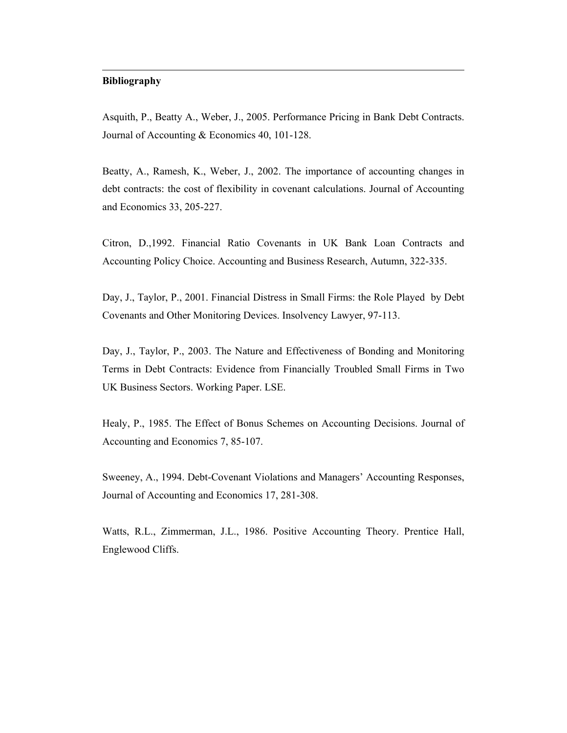## Bibliography

Asquith, P., Beatty A., Weber, J., 2005. Performance Pricing in Bank Debt Contracts. Journal of Accounting & Economics 40, 101-128.

Beatty, A., Ramesh, K., Weber, J., 2002. The importance of accounting changes in debt contracts: the cost of flexibility in covenant calculations. Journal of Accounting and Economics 33, 205-227.

Citron, D.,1992. Financial Ratio Covenants in UK Bank Loan Contracts and Accounting Policy Choice. Accounting and Business Research, Autumn, 322-335.

Day, J., Taylor, P., 2001. Financial Distress in Small Firms: the Role Played by Debt Covenants and Other Monitoring Devices. Insolvency Lawyer, 97-113.

Day, J., Taylor, P., 2003. The Nature and Effectiveness of Bonding and Monitoring Terms in Debt Contracts: Evidence from Financially Troubled Small Firms in Two UK Business Sectors. Working Paper. LSE.

Healy, P., 1985. The Effect of Bonus Schemes on Accounting Decisions. Journal of Accounting and Economics 7, 85-107.

Sweeney, A., 1994. Debt-Covenant Violations and Managers' Accounting Responses, Journal of Accounting and Economics 17, 281-308.

Watts, R.L., Zimmerman, J.L., 1986. Positive Accounting Theory. Prentice Hall, Englewood Cliffs.